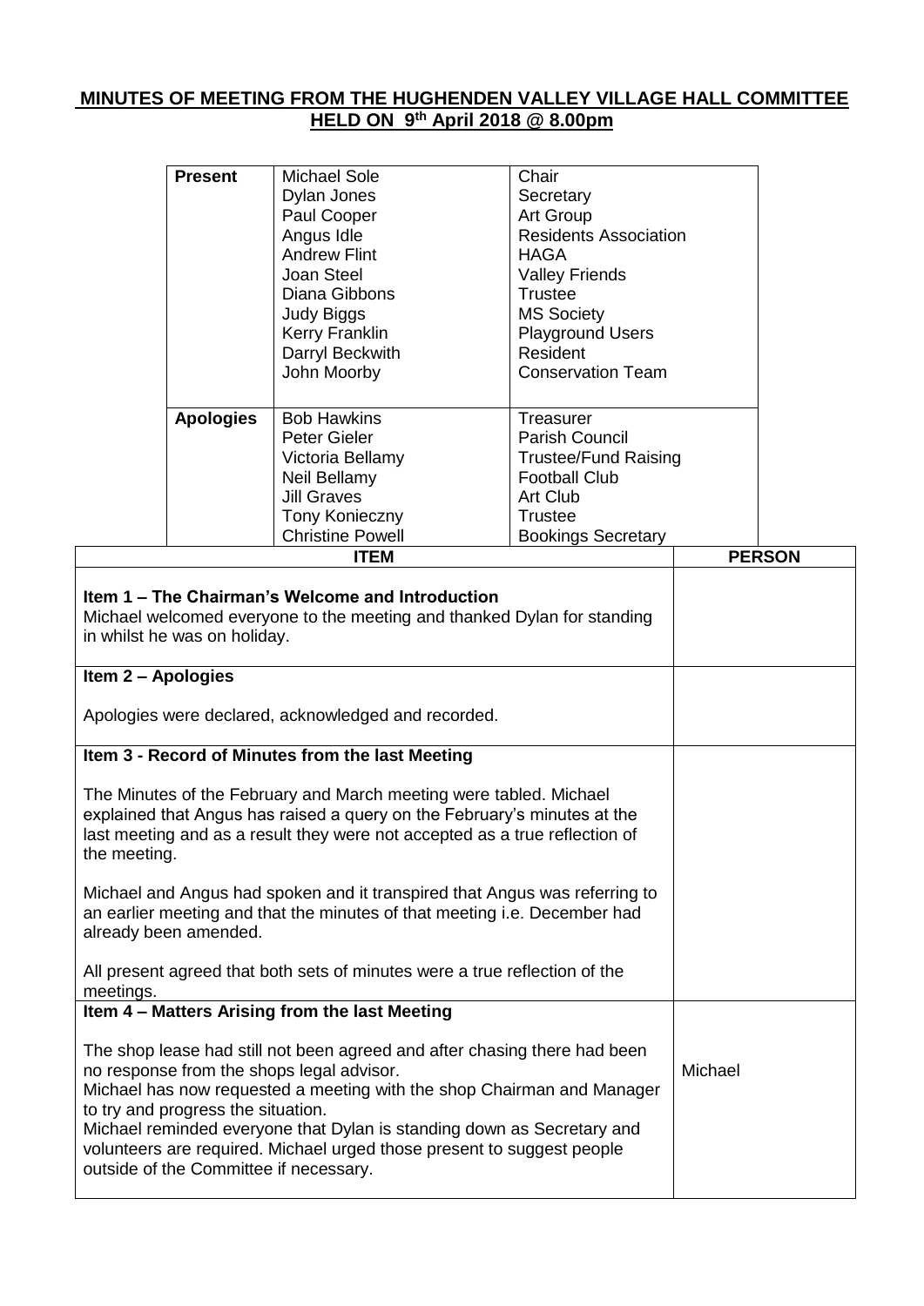## MINUTES OF MEETING FROM THE HUGHENDEN VALLEY VILLAGE HALL COMMITTEE HELD ON 9th April 2018 @ 8.00pm

| | | |
|---|---|---|
| **Present** | Michael Sole | Chair |
| | Dylan Jones | Secretary |
| | Paul Cooper | Art Group |
| | Angus Idle | Residents Association |
| | Andrew Flint | HAGA |
| | Joan Steel | Valley Friends |
| | Diana Gibbons | Trustee |
| | Judy Biggs | MS Society |
| | Kerry Franklin | Playground Users |
| | Darryl Beckwith | Resident |
| | John Moorby | Conservation Team |
| **Apologies** | Bob Hawkins | Treasurer |
| | Peter Gieler | Parish Council |
| | Victoria Bellamy | Trustee/Fund Raising |
| | Neil Bellamy | Football Club |
| | Jill Graves | Art Club |
| | Tony Konieczny | Trustee |
| | Christine Powell | Bookings Secretary |

| ITEM | PERSON |
|---|---|
| **Item 1 – The Chairman's Welcome and Introduction**<br>Michael welcomed everyone to the meeting and thanked Dylan for standing in whilst he was on holiday. | |
| **Item 2 – Apologies**<br><br>Apologies were declared, acknowledged and recorded. | |
| **Item 3 - Record of Minutes from the last Meeting**<br><br>The Minutes of the February and March meeting were tabled. Michael explained that Angus has raised a query on the February's minutes at the last meeting and as a result they were not accepted as a true reflection of the meeting.<br><br>Michael and Angus had spoken and it transpired that Angus was referring to an earlier meeting and that the minutes of that meeting i.e. December had already been amended.<br><br>All present agreed that both sets of minutes were a true reflection of the meetings. | |
| **Item 4 – Matters Arising from the last Meeting**<br><br>The shop lease had still not been agreed and after chasing there had been no response from the shops legal advisor.<br>Michael has now requested a meeting with the shop Chairman and Manager to try and progress the situation.<br>Michael reminded everyone that Dylan is standing down as Secretary and volunteers are required. Michael urged those present to suggest people outside of the Committee if necessary. | Michael |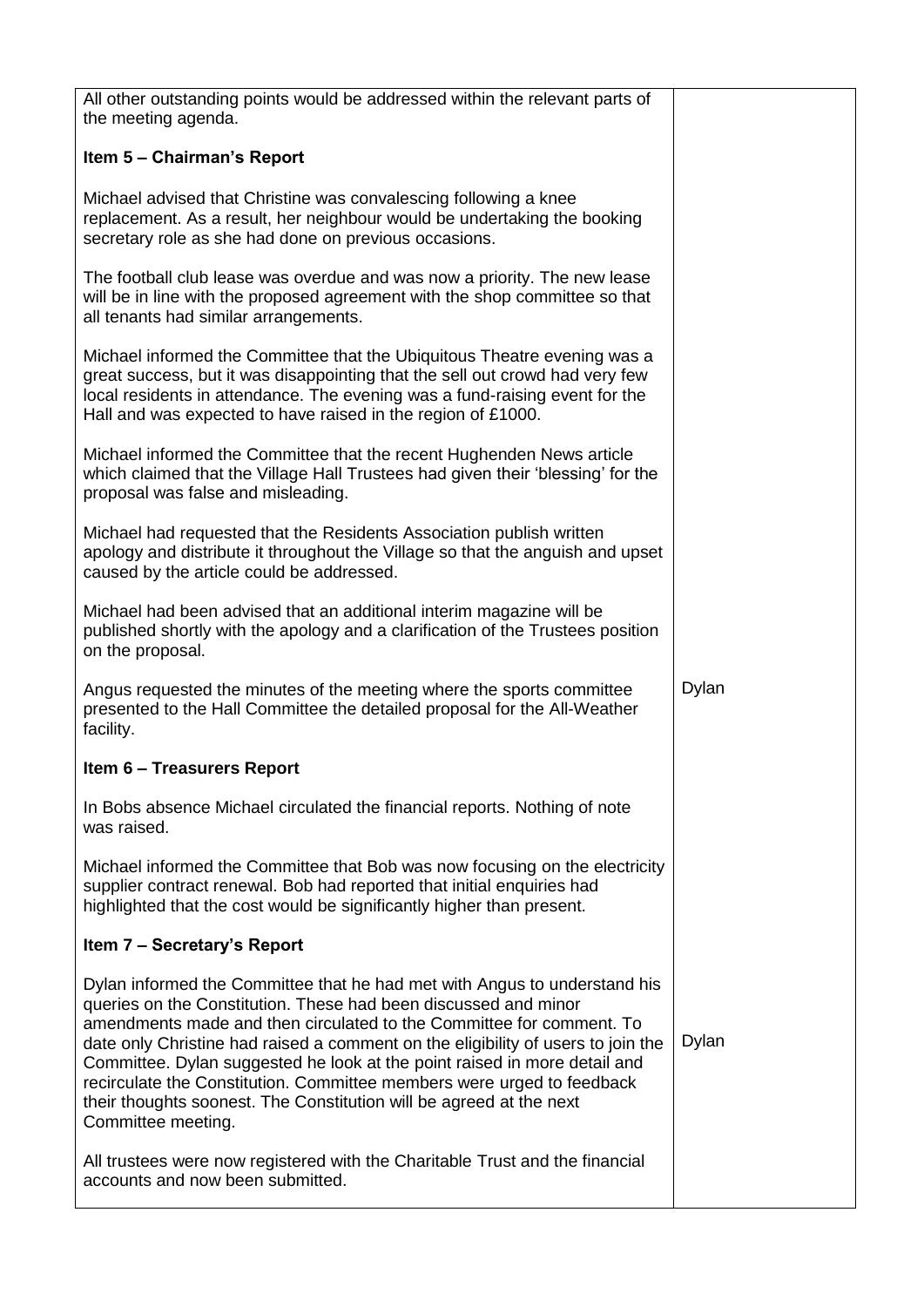| | |
|---|---|
| All other outstanding points would be addressed within the relevant parts of the meeting agenda. | |
| **Item 5 – Chairman's Report** | |
| Michael advised that Christine was convalescing following a knee replacement. As a result, her neighbour would be undertaking the booking secretary role as she had done on previous occasions. | |
| The football club lease was overdue and was now a priority. The new lease will be in line with the proposed agreement with the shop committee so that all tenants had similar arrangements. | |
| Michael informed the Committee that the Ubiquitous Theatre evening was a great success, but it was disappointing that the sell out crowd had very few local residents in attendance. The evening was a fund-raising event for the Hall and was expected to have raised in the region of £1000. | |
| Michael informed the Committee that the recent Hughenden News article which claimed that the Village Hall Trustees had given their 'blessing' for the proposal was false and misleading. | |
| Michael had requested that the Residents Association publish written apology and distribute it throughout the Village so that the anguish and upset caused by the article could be addressed. | |
| Michael had been advised that an additional interim magazine will be published shortly with the apology and a clarification of the Trustees position on the proposal. | |
| Angus requested the minutes of the meeting where the sports committee presented to the Hall Committee the detailed proposal for the All-Weather facility. | Dylan |
| **Item 6 – Treasurers Report** | |
| In Bobs absence Michael circulated the financial reports. Nothing of note was raised. | |
| Michael informed the Committee that Bob was now focusing on the electricity supplier contract renewal. Bob had reported that initial enquiries had highlighted that the cost would be significantly higher than present. | |
| **Item 7 – Secretary's Report** | |
| Dylan informed the Committee that he had met with Angus to understand his queries on the Constitution. These had been discussed and minor amendments made and then circulated to the Committee for comment. To date only Christine had raised a comment on the eligibility of users to join the Committee. Dylan suggested he look at the point raised in more detail and recirculate the Constitution. Committee members were urged to feedback their thoughts soonest. The Constitution will be agreed at the next Committee meeting. | Dylan |
| All trustees were now registered with the Charitable Trust and the financial accounts and now been submitted. | |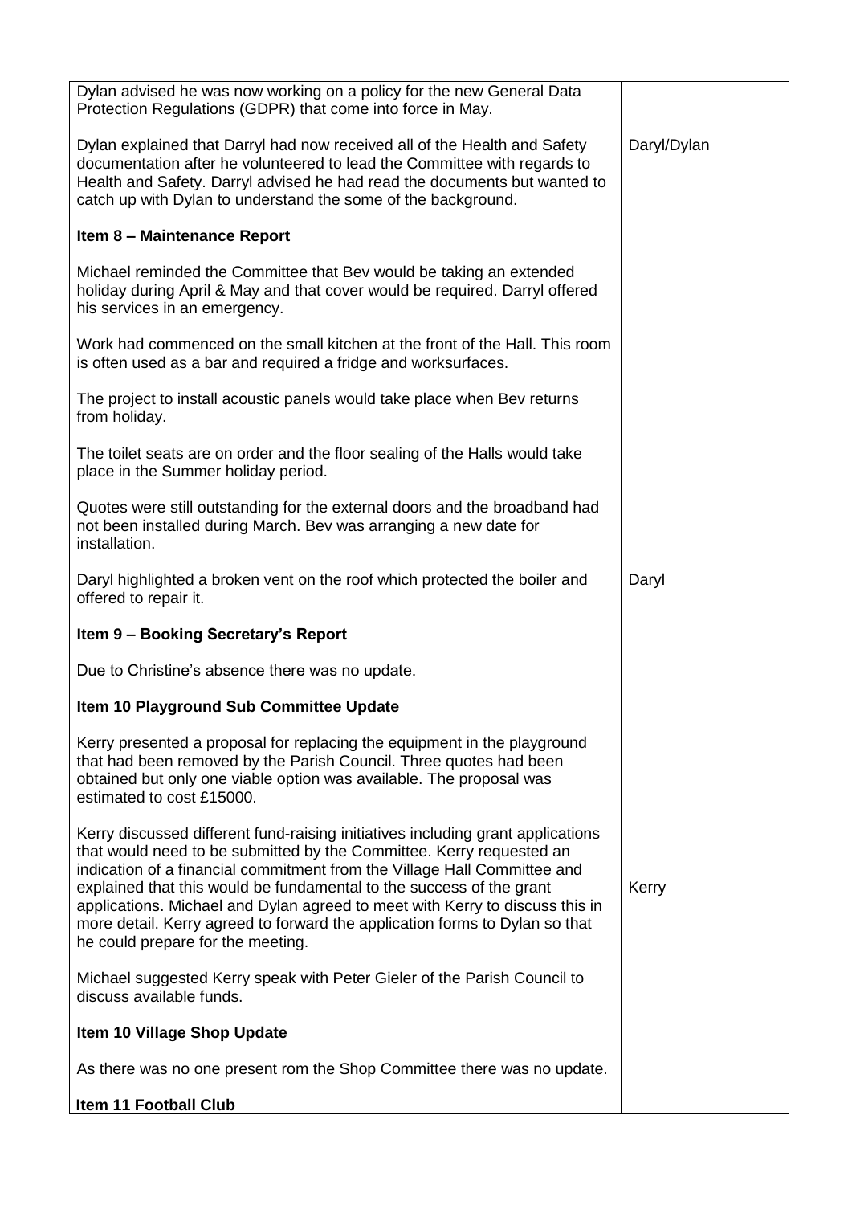| | |
|---|---|
| Dylan advised he was now working on a policy for the new General Data Protection Regulations (GDPR) that come into force in May. | |
| Dylan explained that Darryl had now received all of the Health and Safety documentation after he volunteered to lead the Committee with regards to Health and Safety. Darryl advised he had read the documents but wanted to catch up with Dylan to understand the some of the background. | Daryl/Dylan |
| **Item 8 – Maintenance Report** | |
| Michael reminded the Committee that Bev would be taking an extended holiday during April & May and that cover would be required. Darryl offered his services in an emergency. | |
| Work had commenced on the small kitchen at the front of the Hall. This room is often used as a bar and required a fridge and worksurfaces. | |
| The project to install acoustic panels would take place when Bev returns from holiday. | |
| The toilet seats are on order and the floor sealing of the Halls would take place in the Summer holiday period. | |
| Quotes were still outstanding for the external doors and the broadband had not been installed during March. Bev was arranging a new date for installation. | |
| Daryl highlighted a broken vent on the roof which protected the boiler and offered to repair it. | Daryl |
| **Item 9 – Booking Secretary's Report** | |
| Due to Christine's absence there was no update. | |
| **Item 10 Playground Sub Committee Update** | |
| Kerry presented a proposal for replacing the equipment in the playground that had been removed by the Parish Council. Three quotes had been obtained but only one viable option was available. The proposal was estimated to cost £15000. | |
| Kerry discussed different fund-raising initiatives including grant applications that would need to be submitted by the Committee. Kerry requested an indication of a financial commitment from the Village Hall Committee and explained that this would be fundamental to the success of the grant applications. Michael and Dylan agreed to meet with Kerry to discuss this in more detail. Kerry agreed to forward the application forms to Dylan so that he could prepare for the meeting. | Kerry |
| Michael suggested Kerry speak with Peter Gieler of the Parish Council to discuss available funds. | |
| **Item 10 Village Shop Update** | |
| As there was no one present rom the Shop Committee there was no update. | |
| **Item 11 Football Club** | |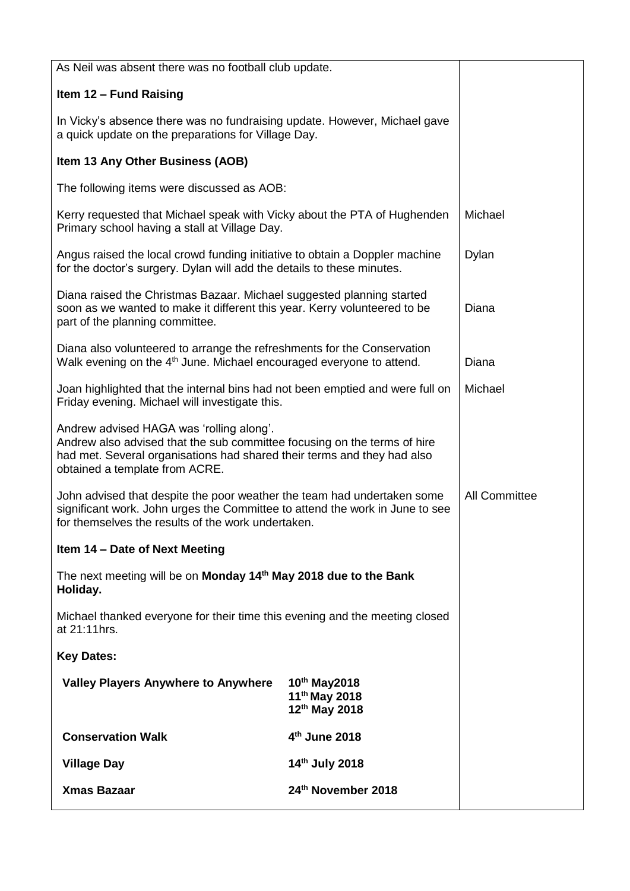| | |
|---|---|
| As Neil was absent there was no football club update. | |
| **Item 12 – Fund Raising** | |
| In Vicky's absence there was no fundraising update. However, Michael gave a quick update on the preparations for Village Day. | |
| **Item 13 Any Other Business (AOB)** | |
| The following items were discussed as AOB: | |
| Kerry requested that Michael speak with Vicky about the PTA of Hughenden Primary school having a stall at Village Day. | Michael |
| Angus raised the local crowd funding initiative to obtain a Doppler machine for the doctor's surgery. Dylan will add the details to these minutes. | Dylan |
| Diana raised the Christmas Bazaar. Michael suggested planning started soon as we wanted to make it different this year. Kerry volunteered to be part of the planning committee. | Diana |
| Diana also volunteered to arrange the refreshments for the Conservation Walk evening on the 4th June. Michael encouraged everyone to attend. | Diana |
| Joan highlighted that the internal bins had not been emptied and were full on Friday evening. Michael will investigate this. | Michael |
| Andrew advised HAGA was 'rolling along'. Andrew also advised that the sub committee focusing on the terms of hire had met. Several organisations had shared their terms and they had also obtained a template from ACRE. | |
| John advised that despite the poor weather the team had undertaken some significant work. John urges the Committee to attend the work in June to see for themselves the results of the work undertaken. | All Committee |
| **Item 14 – Date of Next Meeting** | |
| The next meeting will be on **Monday 14th May 2018 due to the Bank Holiday.** | |
| Michael thanked everyone for their time this evening and the meeting closed at 21:11hrs. | |
| **Key Dates:** | |

| | |
|---|---|
| **Valley Players Anywhere to Anywhere** | **10th May2018**<br>**11th May 2018**<br>**12th May 2018** |
| **Conservation Walk** | **4th June 2018** |
| **Village Day** | **14th July 2018** |
| **Xmas Bazaar** | **24th November 2018** |